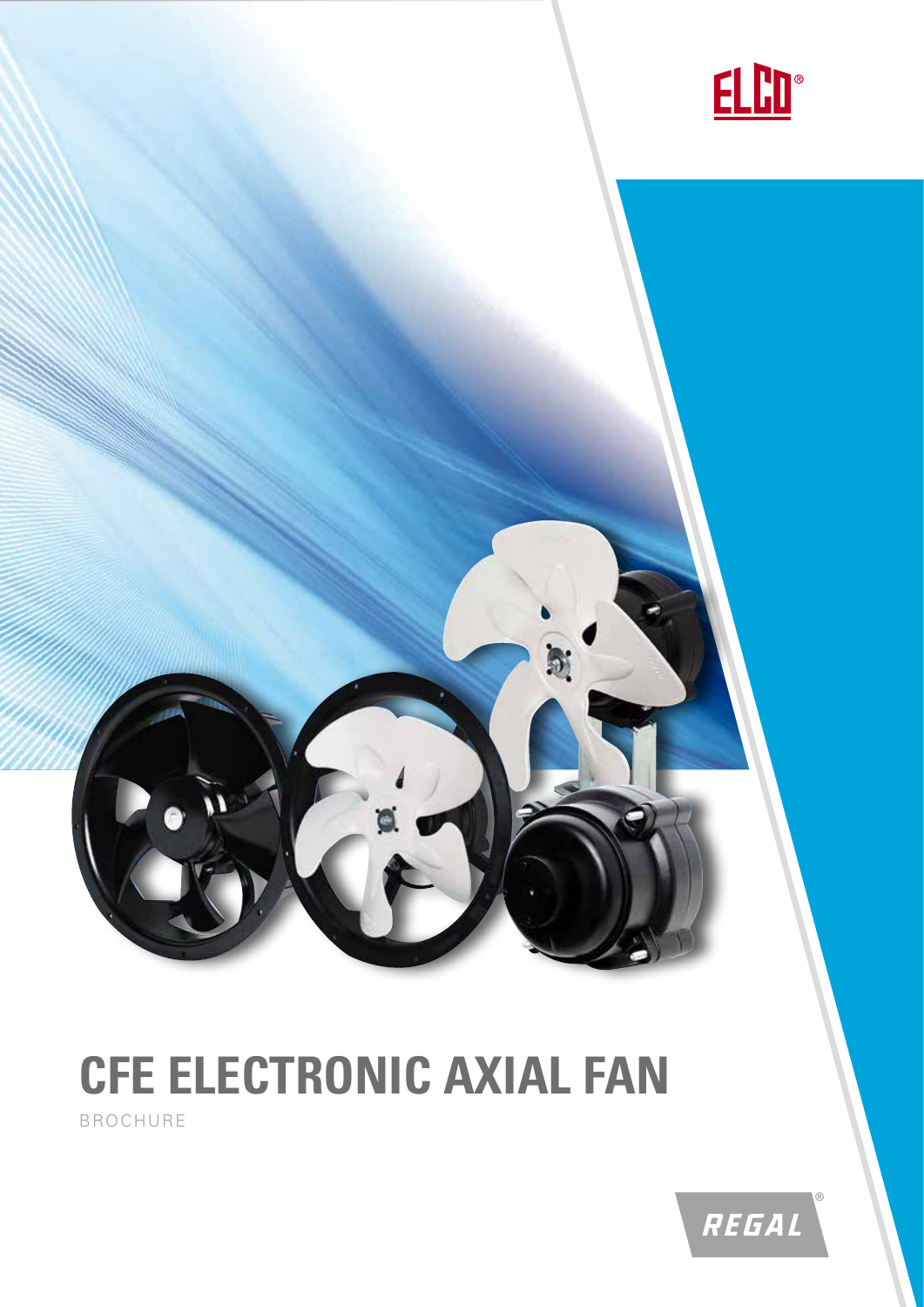ELCO®

# CFE ELECTRONIC AXIAL FAN

BROCHURE

REGAL®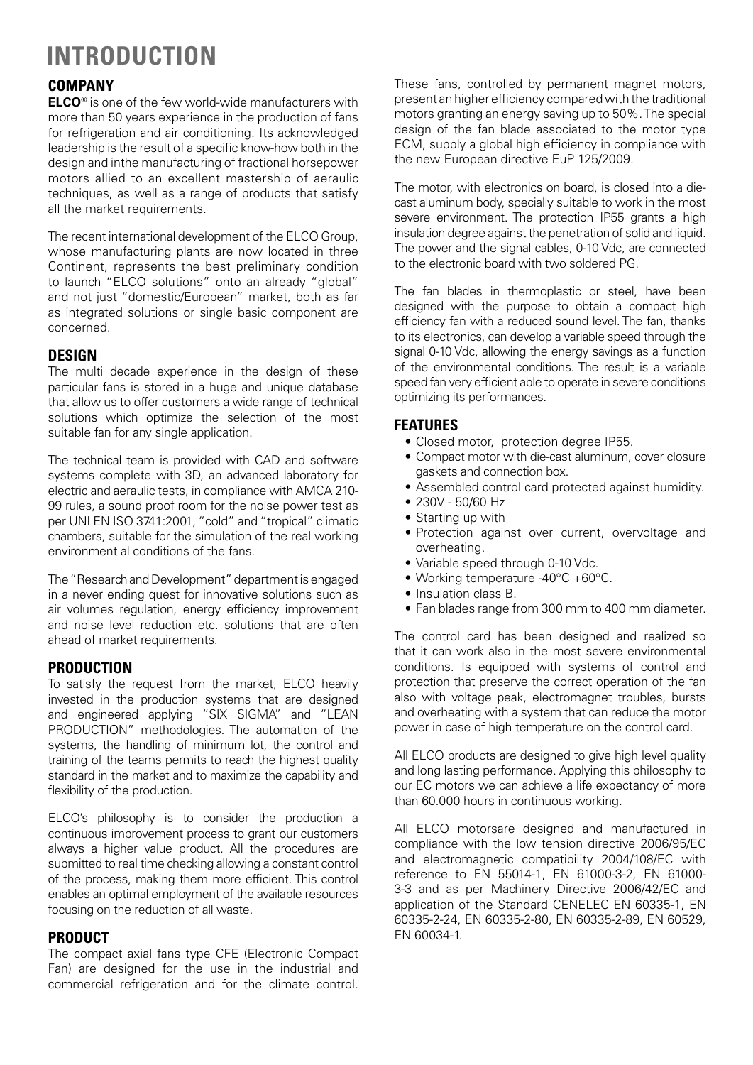# INTRODUCTION

## COMPANY

**ELCO®** is one of the few world-wide manufacturers with more than 50 years experience in the production of fans for refrigeration and air conditioning. Its acknowledged leadership is the result of a specific know-how both in the design and inthe manufacturing of fractional horsepower motors allied to an excellent mastership of aeraulic techniques, as well as a range of products that satisfy all the market requirements.

The recent international development of the ELCO Group, whose manufacturing plants are now located in three Continent, represents the best preliminary condition to launch "ELCO solutions" onto an already "global" and not just "domestic/European" market, both as far as integrated solutions or single basic component are concerned.

## DESIGN

The multi decade experience in the design of these particular fans is stored in a huge and unique database that allow us to offer customers a wide range of technical solutions which optimize the selection of the most suitable fan for any single application.

The technical team is provided with CAD and software systems complete with 3D, an advanced laboratory for electric and aeraulic tests, in compliance with AMCA 210-99 rules, a sound proof room for the noise power test as per UNI EN ISO 3741:2001, "cold" and "tropical" climatic chambers, suitable for the simulation of the real working environment al conditions of the fans.

The "Research and Development" department is engaged in a never ending quest for innovative solutions such as air volumes regulation, energy efficiency improvement and noise level reduction etc. solutions that are often ahead of market requirements.

## PRODUCTION

To satisfy the request from the market, ELCO heavily invested in the production systems that are designed and engineered applying "SIX SIGMA" and "LEAN PRODUCTION" methodologies. The automation of the systems, the handling of minimum lot, the control and training of the teams permits to reach the highest quality standard in the market and to maximize the capability and flexibility of the production.

ELCO's philosophy is to consider the production a continuous improvement process to grant our customers always a higher value product. All the procedures are submitted to real time checking allowing a constant control of the process, making them more efficient. This control enables an optimal employment of the available resources focusing on the reduction of all waste.

## PRODUCT

The compact axial fans type CFE (Electronic Compact Fan) are designed for the use in the industrial and commercial refrigeration and for the climate control. These fans, controlled by permanent magnet motors, present an higher efficiency compared with the traditional motors granting an energy saving up to 50%. The special design of the fan blade associated to the motor type ECM, supply a global high efficiency in compliance with the new European directive EuP 125/2009.

The motor, with electronics on board, is closed into a die-cast aluminum body, specially suitable to work in the most severe environment. The protection IP55 grants a high insulation degree against the penetration of solid and liquid. The power and the signal cables, 0-10 Vdc, are connected to the electronic board with two soldered PG.

The fan blades in thermoplastic or steel, have been designed with the purpose to obtain a compact high efficiency fan with a reduced sound level. The fan, thanks to its electronics, can develop a variable speed through the signal 0-10 Vdc, allowing the energy savings as a function of the environmental conditions. The result is a variable speed fan very efficient able to operate in severe conditions optimizing its performances.

## FEATURES

- Closed motor, protection degree IP55.
- Compact motor with die-cast aluminum, cover closure gaskets and connection box.
- Assembled control card protected against humidity.
- 230V - 50/60 Hz
- Starting up with
- Protection against over current, overvoltage and overheating.
- Variable speed through 0-10 Vdc.
- Working temperature -40°C +60°C.
- Insulation class B.
- Fan blades range from 300 mm to 400 mm diameter.

The control card has been designed and realized so that it can work also in the most severe environmental conditions. Is equipped with systems of control and protection that preserve the correct operation of the fan also with voltage peak, electromagnet troubles, bursts and overheating with a system that can reduce the motor power in case of high temperature on the control card.

All ELCO products are designed to give high level quality and long lasting performance. Applying this philosophy to our EC motors we can achieve a life expectancy of more than 60.000 hours in continuous working.

All ELCO motorsare designed and manufactured in compliance with the low tension directive 2006/95/EC and electromagnetic compatibility 2004/108/EC with reference to EN 55014-1, EN 61000-3-2, EN 61000-3-3 and as per Machinery Directive 2006/42/EC and application of the Standard CENELEC EN 60335-1, EN 60335-2-24, EN 60335-2-80, EN 60335-2-89, EN 60529, EN 60034-1.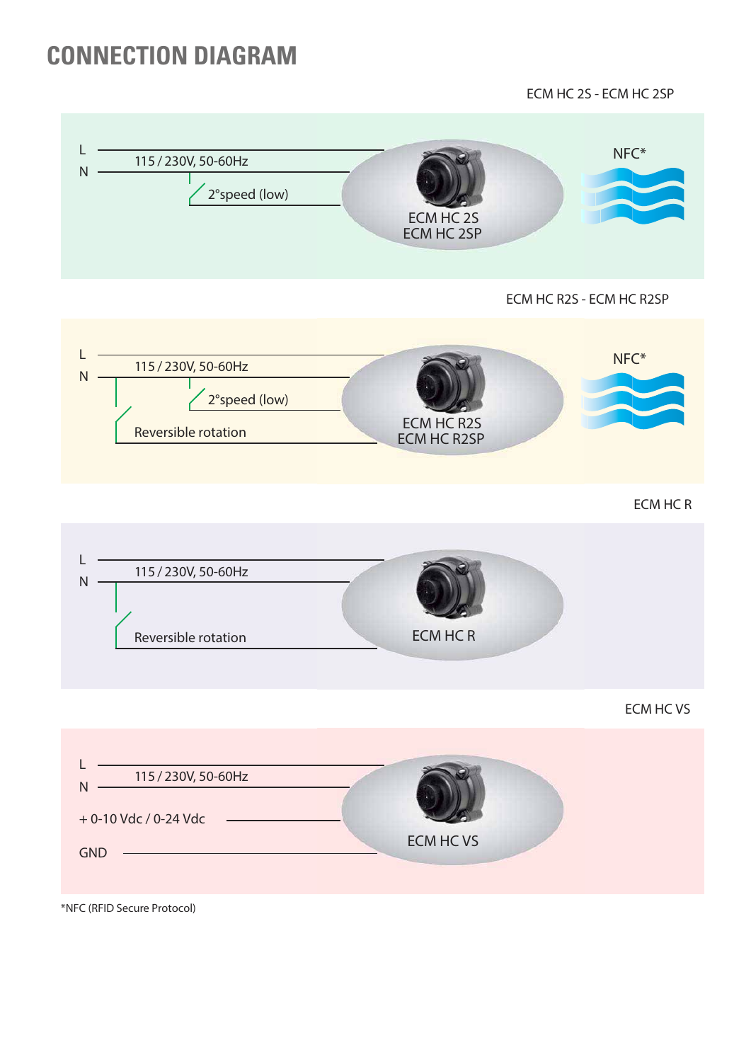# CONNECTION DIAGRAM

ECM HC 2S - ECM HC 2SP

L

N

115 / 230V, 50-60Hz

2°speed (low)

ECM HC 2S
ECM HC 2SP

NFC*

ECM HC R2S - ECM HC R2SP

L

N

115 / 230V, 50-60Hz

2°speed (low)

Reversible rotation

ECM HC R2S
ECM HC R2SP

NFC*

ECM HC R

L

N

115 / 230V, 50-60Hz

Reversible rotation

ECM HC R

ECM HC VS

L

N

115 / 230V, 50-60Hz

+ 0-10 Vdc / 0-24 Vdc

GND

ECM HC VS

*NFC (RFID Secure Protocol)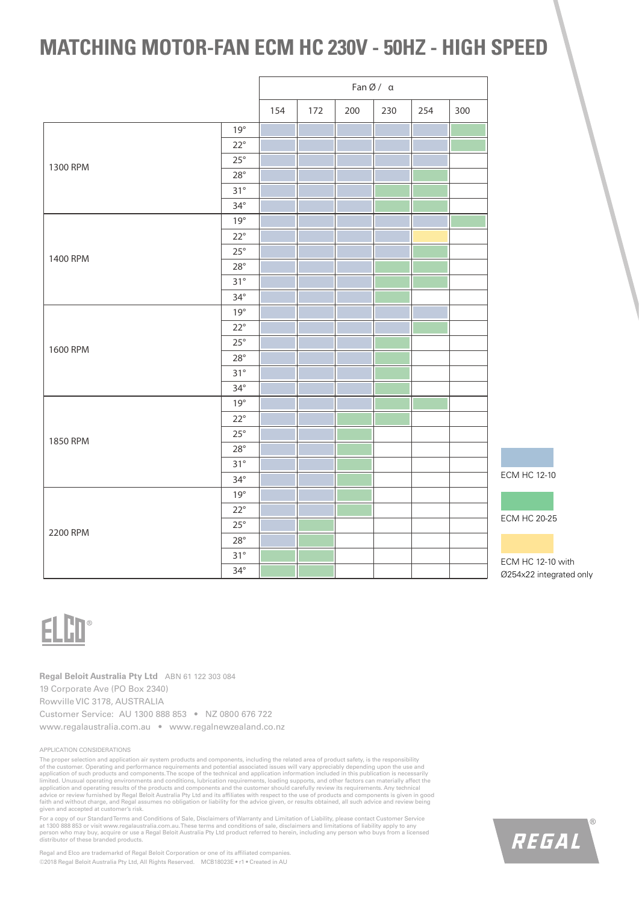# MATCHING MOTOR-FAN ECM HC 230V - 50HZ - HIGH SPEED

| | | Fan Ø / α | | | | | |
|---|---|---|---|---|---|---|---|
| | | 154 | 172 | 200 | 230 | 254 | 300 |
| 1300 RPM | 19° | ECM HC 12-10 | ECM HC 12-10 | ECM HC 12-10 | ECM HC 12-10 | ECM HC 12-10 | ECM HC 20-25 |
| | 22° | ECM HC 12-10 | ECM HC 12-10 | ECM HC 12-10 | ECM HC 12-10 | ECM HC 12-10 | ECM HC 20-25 |
| | 25° | ECM HC 12-10 | ECM HC 12-10 | ECM HC 12-10 | ECM HC 12-10 | ECM HC 12-10 | |
| | 28° | ECM HC 12-10 | ECM HC 12-10 | ECM HC 12-10 | ECM HC 12-10 | ECM HC 20-25 | |
| | 31° | ECM HC 12-10 | ECM HC 12-10 | ECM HC 12-10 | ECM HC 20-25 | ECM HC 20-25 | |
| | 34° | ECM HC 12-10 | ECM HC 12-10 | ECM HC 12-10 | ECM HC 20-25 | ECM HC 20-25 | |
| 1400 RPM | 19° | ECM HC 12-10 | ECM HC 12-10 | ECM HC 12-10 | ECM HC 12-10 | ECM HC 12-10 | ECM HC 20-25 |
| | 22° | ECM HC 12-10 | ECM HC 12-10 | ECM HC 12-10 | ECM HC 12-10 | ECM HC 12-10 with Ø254x22 integrated only | |
| | 25° | ECM HC 12-10 | ECM HC 12-10 | ECM HC 12-10 | ECM HC 12-10 | ECM HC 20-25 | |
| | 28° | ECM HC 12-10 | ECM HC 12-10 | ECM HC 12-10 | ECM HC 20-25 | ECM HC 20-25 | |
| | 31° | ECM HC 12-10 | ECM HC 12-10 | ECM HC 12-10 | ECM HC 20-25 | ECM HC 20-25 | |
| | 34° | ECM HC 12-10 | ECM HC 12-10 | ECM HC 12-10 | ECM HC 20-25 | | |
| 1600 RPM | 19° | ECM HC 12-10 | ECM HC 12-10 | ECM HC 12-10 | ECM HC 12-10 | ECM HC 12-10 | |
| | 22° | ECM HC 12-10 | ECM HC 12-10 | ECM HC 12-10 | ECM HC 12-10 | ECM HC 20-25 | |
| | 25° | ECM HC 12-10 | ECM HC 12-10 | ECM HC 12-10 | ECM HC 20-25 | | |
| | 28° | ECM HC 12-10 | ECM HC 12-10 | ECM HC 12-10 | ECM HC 20-25 | | |
| | 31° | ECM HC 12-10 | ECM HC 12-10 | ECM HC 12-10 | ECM HC 20-25 | | |
| | 34° | ECM HC 12-10 | ECM HC 12-10 | ECM HC 12-10 | ECM HC 20-25 | | |
| 1850 RPM | 19° | ECM HC 12-10 | ECM HC 12-10 | ECM HC 12-10 | ECM HC 20-25 | ECM HC 20-25 | |
| | 22° | ECM HC 12-10 | ECM HC 12-10 | ECM HC 20-25 | ECM HC 20-25 | | |
| | 25° | ECM HC 12-10 | ECM HC 12-10 | ECM HC 20-25 | | | |
| | 28° | ECM HC 12-10 | ECM HC 12-10 | ECM HC 20-25 | | | |
| | 31° | ECM HC 12-10 | ECM HC 12-10 | ECM HC 20-25 | | | |
| | 34° | ECM HC 12-10 | ECM HC 12-10 | ECM HC 20-25 | | | |
| 2200 RPM | 19° | ECM HC 12-10 | ECM HC 12-10 | ECM HC 20-25 | | | |
| | 22° | ECM HC 12-10 | ECM HC 12-10 | ECM HC 20-25 | | | |
| | 25° | ECM HC 12-10 | ECM HC 20-25 | | | | |
| | 28° | ECM HC 12-10 | ECM HC 20-25 | | | | |
| | 31° | ECM HC 20-25 | ECM HC 20-25 | | | | |
| | 34° | ECM HC 20-25 | ECM HC 20-25 | | | | |

ECM HC 12-10

ECM HC 20-25

ECM HC 12-10 with Ø254x22 integrated only

ELCO®

**Regal Beloit Australia Pty Ltd** ABN 61 122 303 084
19 Corporate Ave (PO Box 2340)
Rowville VIC 3178, AUSTRALIA
Customer Service: AU 1300 888 853 • NZ 0800 676 722
www.regalaustralia.com.au • www.regalnewzealand.co.nz

APPLICATION CONSIDERATIONS

The proper selection and application air system products and components, including the related area of product safety, is the responsibility of the customer. Operating and performance requirements and potential associated issues will vary appreciably depending upon the use and application of such products and components. The scope of the technical and application information included in this publication is necessarily limited. Unusual operating environments and conditions, lubrication requirements, loading supports, and other factors can materially affect the application and operating results of the products and components and the customer should carefully review its requirements. Any technical advice or review furnished by Regal Beloit Australia Pty Ltd and its affiliates with respect to the use of products and components is given in good faith and without charge, and Regal assumes no obligation or liability for the advice given, or results obtained, all such advice and review being given and accepted at customer's risk.

For a copy of our Standard Terms and Conditions of Sale, Disclaimers of Warranty and Limitation of Liability, please contact Customer Service at 1300 888 853 or visit www.regalaustralia.com.au. These terms and conditions of sale, disclaimers and limitations of liability apply to any person who may buy, acquire or use a Regal Beloit Australia Pty Ltd product referred to herein, including any person who buys from a licensed distributor of these branded products.

Regal and Elco are trademarkd of Regal Beloit Corporation or one of its affiliated companies.
©2018 Regal Beloit Australia Pty Ltd, All Rights Reserved. MCB18023E • r1 • Created in AU

REGAL®